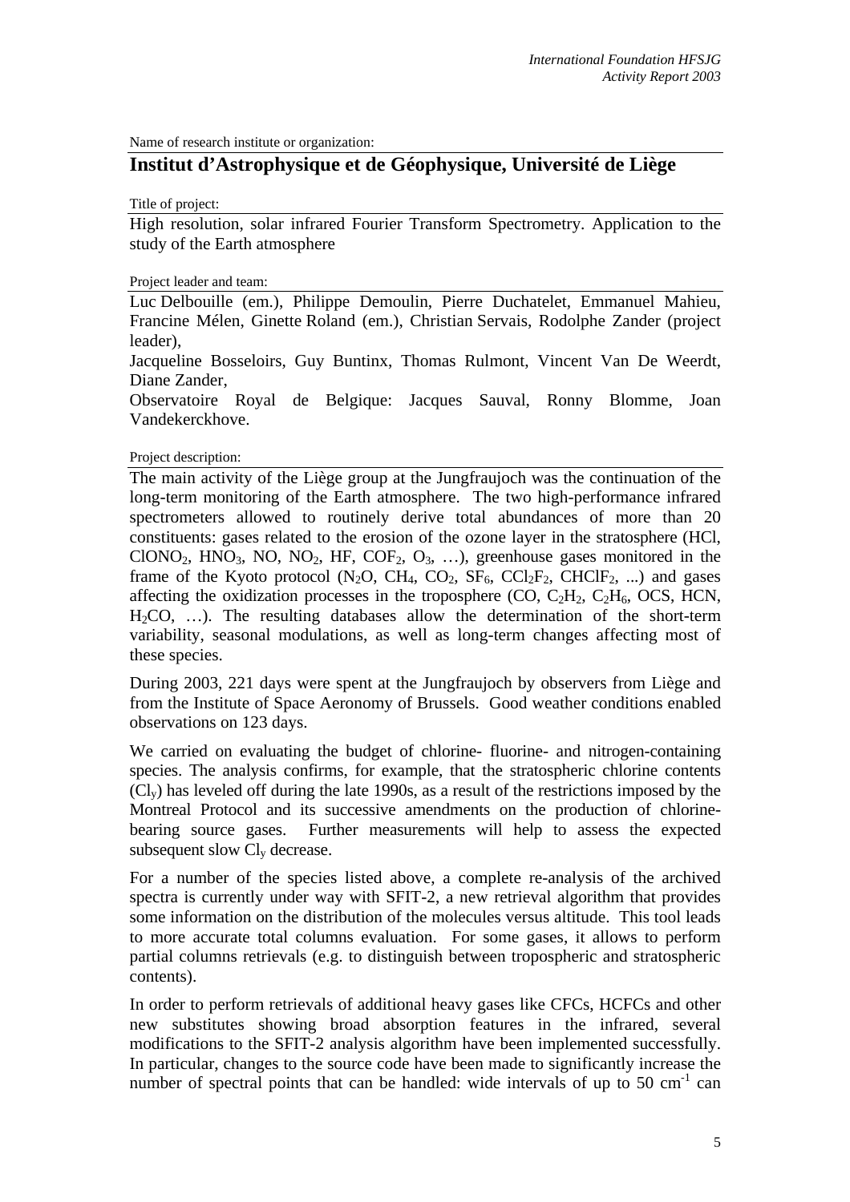Name of research institute or organization:

# Institut d'Astrophysique et de Géophysique, Université de Liège

Title of project:

High resolution, solar infrared Fourier Transform Spectrometry. Application to the study of the Earth atmosphere

Project leader and team:

Luc Delbouille (em.), Philippe Demoulin, Pierre Duchatelet, Emmanuel Mahieu, Francine Mélen, Ginette Roland (em.), Christian Servais, Rodolphe Zander (project leader),

Jacqueline Bosseloirs, Guy Buntinx, Thomas Rulmont, Vincent Van De Weerdt, Diane Zander,

Observatoire Royal de Belgique: Jacques Sauval, Ronny Blomme, Joan Vandekerckhove.

Project description:

The main activity of the Liège group at the Jungfraujoch was the continuation of the long-term monitoring of the Earth atmosphere. The two high-performance infrared spectrometers allowed to routinely derive total abundances of more than 20 constituents: gases related to the erosion of the ozone layer in the stratosphere (HCl, $ClONO_2$, $HNO_3$, NO, $NO_2$, HF, $COF_2$, $O_3$, …), greenhouse gases monitored in the frame of the Kyoto protocol ($N_2O$, $CH_4$, $CO_2$, $SF_6$, $CCl_2F_2$, $CHClF_2$, ...) and gases affecting the oxidization processes in the troposphere (CO, $C_2H_2$, $C_2H_6$, OCS, HCN, $H_2CO$, …). The resulting databases allow the determination of the short-term variability, seasonal modulations, as well as long-term changes affecting most of these species.

During 2003, 221 days were spent at the Jungfraujoch by observers from Liège and from the Institute of Space Aeronomy of Brussels. Good weather conditions enabled observations on 123 days.

We carried on evaluating the budget of chlorine- fluorine- and nitrogen-containing species. The analysis confirms, for example, that the stratospheric chlorine contents ($Cl_y$) has leveled off during the late 1990s, as a result of the restrictions imposed by the Montreal Protocol and its successive amendments on the production of chlorine-bearing source gases. Further measurements will help to assess the expected subsequent slow $Cl_y$ decrease.

For a number of the species listed above, a complete re-analysis of the archived spectra is currently under way with SFIT-2, a new retrieval algorithm that provides some information on the distribution of the molecules versus altitude. This tool leads to more accurate total columns evaluation. For some gases, it allows to perform partial columns retrievals (e.g. to distinguish between tropospheric and stratospheric contents).

In order to perform retrievals of additional heavy gases like CFCs, HCFCs and other new substitutes showing broad absorption features in the infrared, several modifications to the SFIT-2 analysis algorithm have been implemented successfully. In particular, changes to the source code have been made to significantly increase the number of spectral points that can be handled: wide intervals of up to 50 $cm^{-1}$ can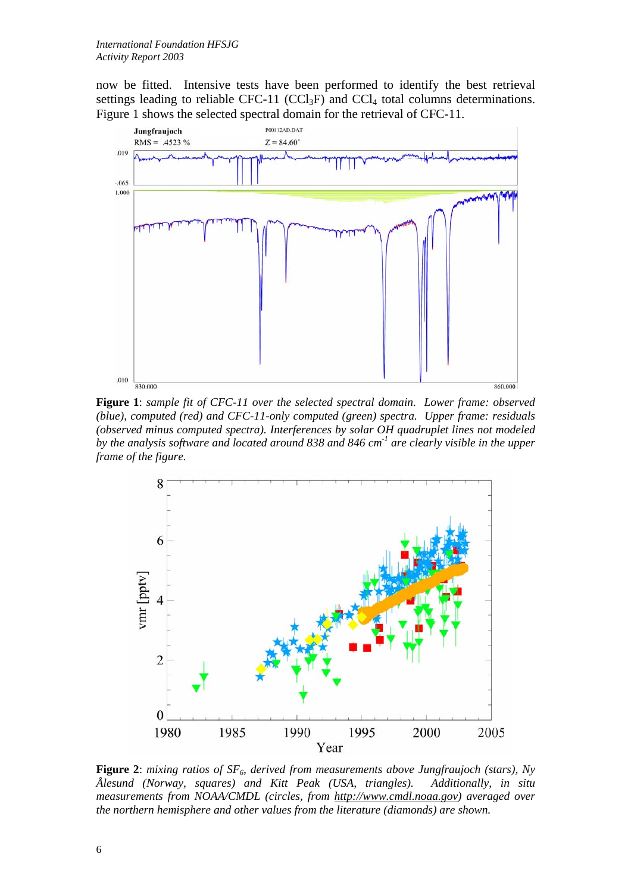now be fitted. Intensive tests have been performed to identify the best retrieval settings leading to reliable CFC-11 ($CCl_3F$) and $CCl_4$ total columns determinations. Figure 1 shows the selected spectral domain for the retrieval of CFC-11.

**Figure 1**: *sample fit of CFC-11 over the selected spectral domain. Lower frame: observed (blue), computed (red) and CFC-11-only computed (green) spectra. Upper frame: residuals (observed minus computed spectra). Interferences by solar OH quadruplet lines not modeled by the analysis software and located around 838 and 846 cm$^{-1}$ are clearly visible in the upper frame of the figure.*

**Figure 2**: *mixing ratios of $SF_6$, derived from measurements above Jungfraujoch (stars), Ny Ålesund (Norway, squares) and Kitt Peak (USA, triangles). Additionally, in situ measurements from NOAA/CMDL (circles, from http://www.cmdl.noaa.gov) averaged over the northern hemisphere and other values from the literature (diamonds) are shown.*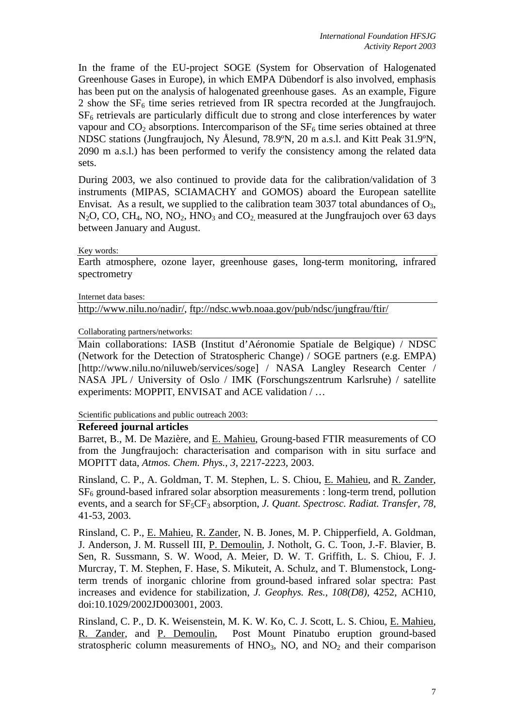In the frame of the EU-project SOGE (System for Observation of Halogenated Greenhouse Gases in Europe), in which EMPA Dübendorf is also involved, emphasis has been put on the analysis of halogenated greenhouse gases. As an example, Figure 2 show the $SF_6$ time series retrieved from IR spectra recorded at the Jungfraujoch. $SF_6$ retrievals are particularly difficult due to strong and close interferences by water vapour and $CO_2$ absorptions. Intercomparison of the $SF_6$ time series obtained at three NDSC stations (Jungfraujoch, Ny Ålesund, 78.9ºN, 20 m a.s.l. and Kitt Peak 31.9ºN, 2090 m a.s.l.) has been performed to verify the consistency among the related data sets.

During 2003, we also continued to provide data for the calibration/validation of 3 instruments (MIPAS, SCIAMACHY and GOMOS) aboard the European satellite Envisat. As a result, we supplied to the calibration team 3037 total abundances of $O_3$, $N_2O$, CO, $CH_4$, NO, $NO_2$, $HNO_3$ and $CO_2$ measured at the Jungfraujoch over 63 days between January and August.

Key words:

Earth atmosphere, ozone layer, greenhouse gases, long-term monitoring, infrared spectrometry

Internet data bases:

http://www.nilu.no/nadir/, ftp://ndsc.wwb.noaa.gov/pub/ndsc/jungfrau/ftir/

Collaborating partners/networks:

Main collaborations: IASB (Institut d'Aéronomie Spatiale de Belgique) / NDSC (Network for the Detection of Stratospheric Change) / SOGE partners (e.g. EMPA) [http://www.nilu.no/niluweb/services/soge] / NASA Langley Research Center / NASA JPL / University of Oslo / IMK (Forschungszentrum Karlsruhe) / satellite experiments: MOPPIT, ENVISAT and ACE validation / …

Scientific publications and public outreach 2003:

**Refereed journal articles**

Barret, B., M. De Mazière, and E. Mahieu, Groung-based FTIR measurements of CO from the Jungfraujoch: characterisation and comparison with in situ surface and MOPITT data, *Atmos. Chem. Phys.*, *3*, 2217-2223, 2003.

Rinsland, C. P., A. Goldman, T. M. Stephen, L. S. Chiou, E. Mahieu, and R. Zander, $SF_6$ ground-based infrared solar absorption measurements : long-term trend, pollution events, and a search for $SF_5CF_3$ absorption, *J. Quant. Spectrosc. Radiat. Transfer*, *78*, 41-53, 2003.

Rinsland, C. P., E. Mahieu, R. Zander, N. B. Jones, M. P. Chipperfield, A. Goldman, J. Anderson, J. M. Russell III, P. Demoulin, J. Notholt, G. C. Toon, J.-F. Blavier, B. Sen, R. Sussmann, S. W. Wood, A. Meier, D. W. T. Griffith, L. S. Chiou, F. J. Murcray, T. M. Stephen, F. Hase, S. Mikuteit, A. Schulz, and T. Blumenstock, Long-term trends of inorganic chlorine from ground-based infrared solar spectra: Past increases and evidence for stabilization, *J. Geophys. Res.*, *108(D8)*, 4252, ACH10, doi:10.1029/2002JD003001, 2003.

Rinsland, C. P., D. K. Weisenstein, M. K. W. Ko, C. J. Scott, L. S. Chiou, E. Mahieu, R. Zander, and P. Demoulin, Post Mount Pinatubo eruption ground-based stratospheric column measurements of $HNO_3$, NO, and $NO_2$ and their comparison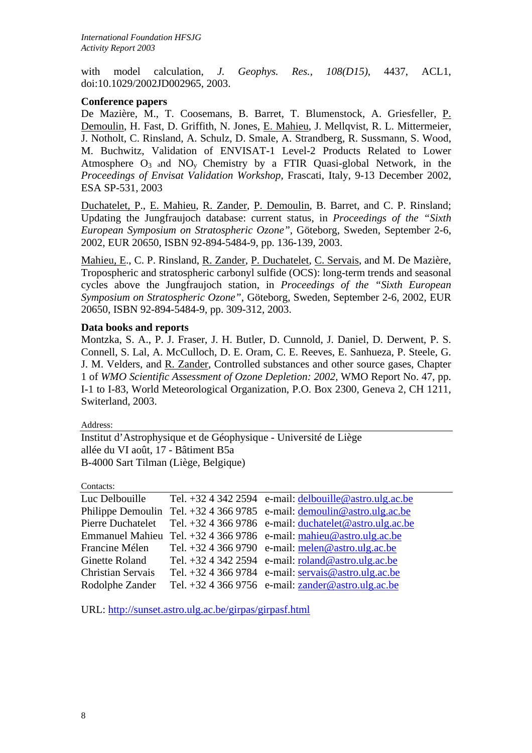with model calculation, *J. Geophys. Res., 108(D15)*, 4437, ACL1, doi:10.1029/2002JD002965, 2003.

**Conference papers**

De Mazière, M., T. Coosemans, B. Barret, T. Blumenstock, A. Griesfeller, P. Demoulin, H. Fast, D. Griffith, N. Jones, E. Mahieu, J. Mellqvist, R. L. Mittermeier, J. Notholt, C. Rinsland, A. Schulz, D. Smale, A. Strandberg, R. Sussmann, S. Wood, M. Buchwitz, Validation of ENVISAT-1 Level-2 Products Related to Lower Atmosphere $O_3$ and $NO_y$ Chemistry by a FTIR Quasi-global Network, in the *Proceedings of Envisat Validation Workshop*, Frascati, Italy, 9-13 December 2002, ESA SP-531, 2003

Duchatelet, P., E. Mahieu, R. Zander, P. Demoulin, B. Barret, and C. P. Rinsland; Updating the Jungfraujoch database: current status, in *Proceedings of the "Sixth European Symposium on Stratospheric Ozone"*, Göteborg, Sweden, September 2-6, 2002, EUR 20650, ISBN 92-894-5484-9, pp. 136-139, 2003.

Mahieu, E., C. P. Rinsland, R. Zander, P. Duchatelet, C. Servais, and M. De Mazière, Tropospheric and stratospheric carbonyl sulfide (OCS): long-term trends and seasonal cycles above the Jungfraujoch station, in *Proceedings of the "Sixth European Symposium on Stratospheric Ozone"*, Göteborg, Sweden, September 2-6, 2002, EUR 20650, ISBN 92-894-5484-9, pp. 309-312, 2003.

**Data books and reports**

Montzka, S. A., P. J. Fraser, J. H. Butler, D. Cunnold, J. Daniel, D. Derwent, P. S. Connell, S. Lal, A. McCulloch, D. E. Oram, C. E. Reeves, E. Sanhueza, P. Steele, G. J. M. Velders, and R. Zander, Controlled substances and other source gases, Chapter 1 of *WMO Scientific Assessment of Ozone Depletion: 2002*, WMO Report No. 47, pp. I-1 to I-83, World Meteorological Organization, P.O. Box 2300, Geneva 2, CH 1211, Switerland, 2003.

Address:

Institut d'Astrophysique et de Géophysique - Université de Liège
allée du VI août, 17 - Bâtiment B5a
B-4000 Sart Tilman (Liège, Belgique)

Contacts:

| | | |
|---|---|---|
| Luc Delbouille | Tel. +32 4 342 2594 | e-mail: delbouille@astro.ulg.ac.be |
| Philippe Demoulin | Tel. +32 4 366 9785 | e-mail: demoulin@astro.ulg.ac.be |
| Pierre Duchatelet | Tel. +32 4 366 9786 | e-mail: duchatelet@astro.ulg.ac.be |
| Emmanuel Mahieu | Tel. +32 4 366 9786 | e-mail: mahieu@astro.ulg.ac.be |
| Francine Mélen | Tel. +32 4 366 9790 | e-mail: melen@astro.ulg.ac.be |
| Ginette Roland | Tel. +32 4 342 2594 | e-mail: roland@astro.ulg.ac.be |
| Christian Servais | Tel. +32 4 366 9784 | e-mail: servais@astro.ulg.ac.be |
| Rodolphe Zander | Tel. +32 4 366 9756 | e-mail: zander@astro.ulg.ac.be |

URL: http://sunset.astro.ulg.ac.be/girpas/girpasf.html